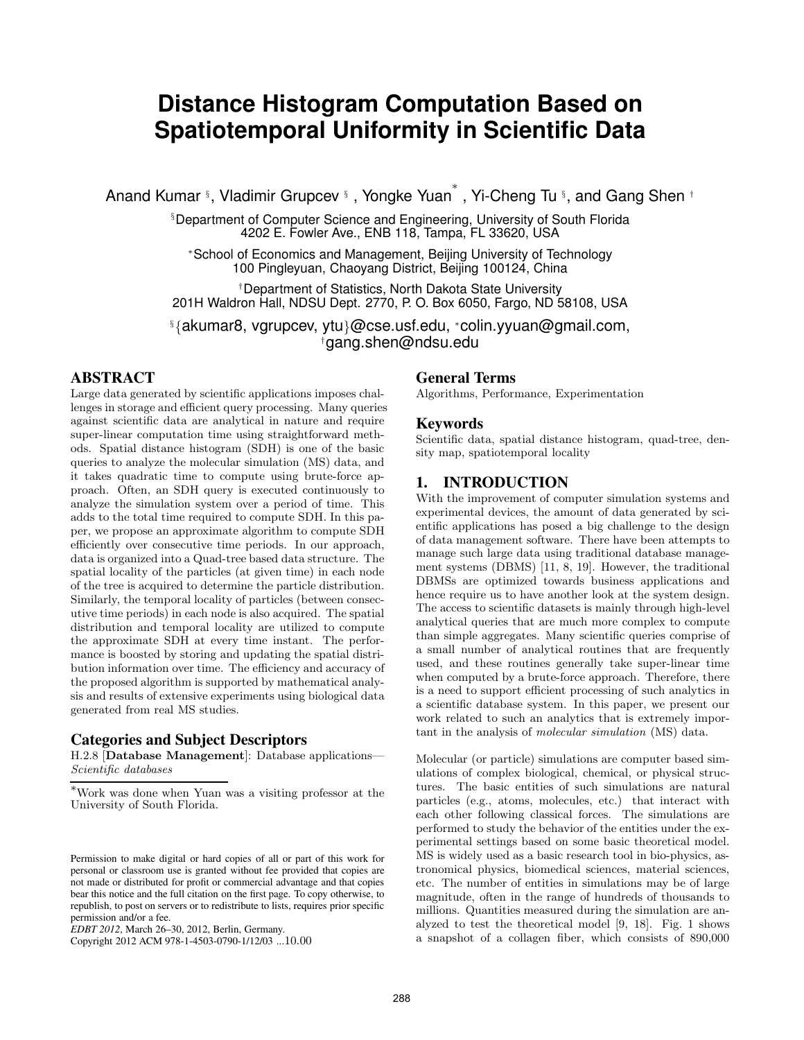# Distance Histogram Computation Based on Spatiotemporal Uniformity in Scientific Data

Anand Kumar [§], Vladimir Grupcev [§], Yongke Yuan [*], Yi-Cheng Tu [§], and Gang Shen [†]

[§]Department of Computer Science and Engineering, University of South Florida
4202 E. Fowler Ave., ENB 118, Tampa, FL 33620, USA

[*]School of Economics and Management, Beijing University of Technology
100 Pingleyuan, Chaoyang District, Beijing 100124, China

[†]Department of Statistics, North Dakota State University
201H Waldron Hall, NDSU Dept. 2770, P. O. Box 6050, Fargo, ND 58108, USA

[§]{akumar8, vgrupcev, ytu}@cse.usf.edu, [*]colin.yyuan@gmail.com,
[†]gang.shen@ndsu.edu

## ABSTRACT

Large data generated by scientific applications imposes challenges in storage and efficient query processing. Many queries against scientific data are analytical in nature and require super-linear computation time using straightforward methods. Spatial distance histogram (SDH) is one of the basic queries to analyze the molecular simulation (MS) data, and it takes quadratic time to compute using brute-force approach. Often, an SDH query is executed continuously to analyze the simulation system over a period of time. This adds to the total time required to compute SDH. In this paper, we propose an approximate algorithm to compute SDH efficiently over consecutive time periods. In our approach, data is organized into a Quad-tree based data structure. The spatial locality of the particles (at given time) in each node of the tree is acquired to determine the particle distribution. Similarly, the temporal locality of particles (between consecutive time periods) in each node is also acquired. The spatial distribution and temporal locality are utilized to compute the approximate SDH at every time instant. The performance is boosted by storing and updating the spatial distribution information over time. The efficiency and accuracy of the proposed algorithm is supported by mathematical analysis and results of extensive experiments using biological data generated from real MS studies.

### Categories and Subject Descriptors

H.2.8 [**Database Management**]: Database applications—*Scientific databases*

[*]Work was done when Yuan was a visiting professor at the University of South Florida.

Permission to make digital or hard copies of all or part of this work for personal or classroom use is granted without fee provided that copies are not made or distributed for profit or commercial advantage and that copies bear this notice and the full citation on the first page. To copy otherwise, to republish, to post on servers or to redistribute to lists, requires prior specific permission and/or a fee.
*EDBT 2012*, March 26–30, 2012, Berlin, Germany.
Copyright 2012 ACM 978-1-4503-0790-1/12/03 ...10.00

### General Terms

Algorithms, Performance, Experimentation

### Keywords

Scientific data, spatial distance histogram, quad-tree, density map, spatiotemporal locality

## 1. INTRODUCTION

With the improvement of computer simulation systems and experimental devices, the amount of data generated by scientific applications has posed a big challenge to the design of data management software. There have been attempts to manage such large data using traditional database management systems (DBMS) [11, 8, 19]. However, the traditional DBMSs are optimized towards business applications and hence require us to have another look at the system design. The access to scientific datasets is mainly through high-level analytical queries that are much more complex to compute than simple aggregates. Many scientific queries comprise of a small number of analytical routines that are frequently used, and these routines generally take super-linear time when computed by a brute-force approach. Therefore, there is a need to support efficient processing of such analytics in a scientific database system. In this paper, we present our work related to such an analytics that is extremely important in the analysis of *molecular simulation* (MS) data.

Molecular (or particle) simulations are computer based simulations of complex biological, chemical, or physical structures. The basic entities of such simulations are natural particles (e.g., atoms, molecules, etc.) that interact with each other following classical forces. The simulations are performed to study the behavior of the entities under the experimental settings based on some basic theoretical model. MS is widely used as a basic research tool in bio-physics, astronomical physics, biomedical sciences, material sciences, etc. The number of entities in simulations may be of large magnitude, often in the range of hundreds of thousands to millions. Quantities measured during the simulation are analyzed to test the theoretical model [9, 18]. Fig. 1 shows a snapshot of a collagen fiber, which consists of 890,000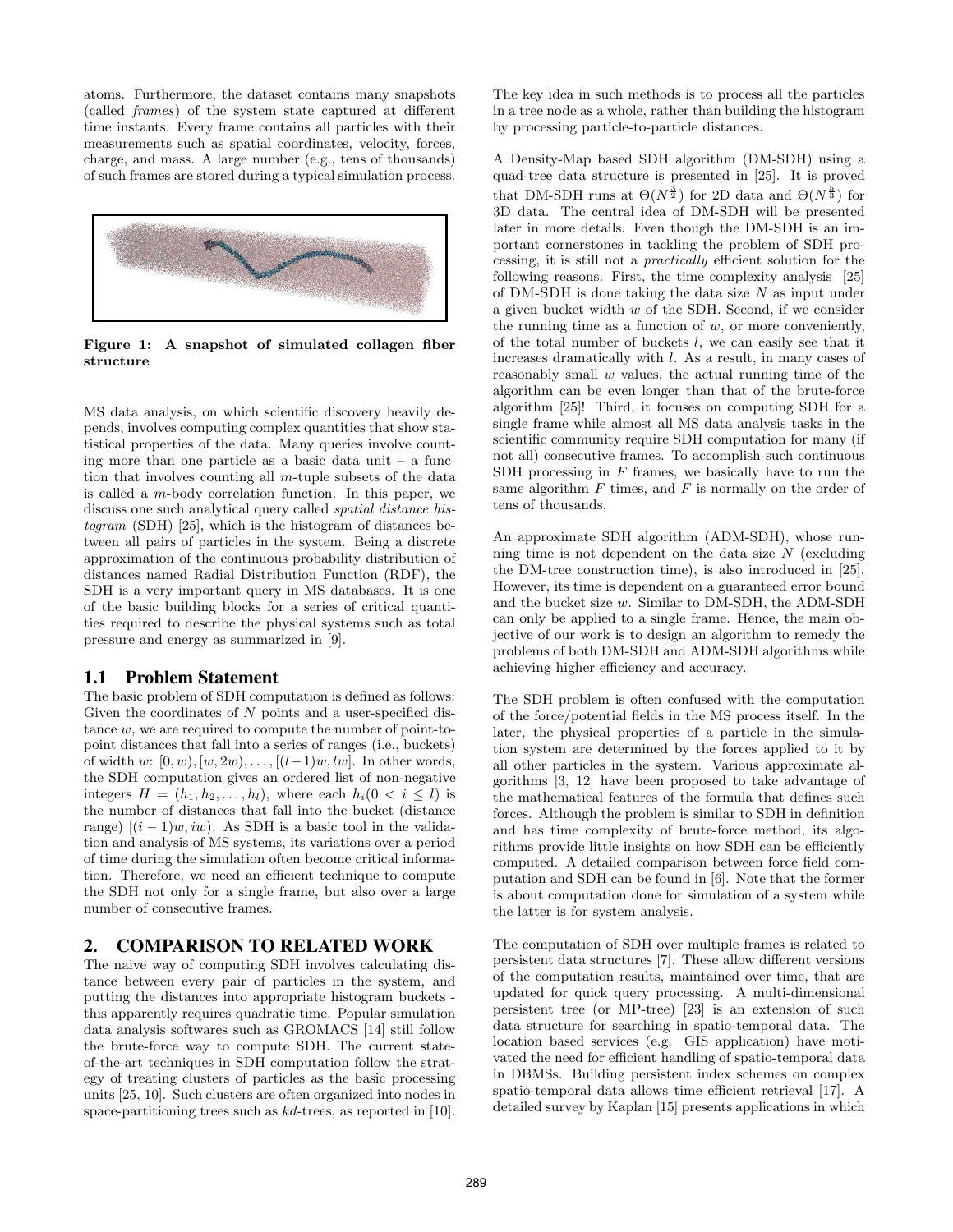atoms. Furthermore, the dataset contains many snapshots (called *frames*) of the system state captured at different time instants. Every frame contains all particles with their measurements such as spatial coordinates, velocity, forces, charge, and mass. A large number (e.g., tens of thousands) of such frames are stored during a typical simulation process.

**Figure 1: A snapshot of simulated collagen fiber structure**

MS data analysis, on which scientific discovery heavily depends, involves computing complex quantities that show statistical properties of the data. Many queries involve counting more than one particle as a basic data unit – a function that involves counting all $m$-tuple subsets of the data is called a $m$-body correlation function. In this paper, we discuss one such analytical query called *spatial distance histogram* (SDH) [25], which is the histogram of distances between all pairs of particles in the system. Being a discrete approximation of the continuous probability distribution of distances named Radial Distribution Function (RDF), the SDH is a very important query in MS databases. It is one of the basic building blocks for a series of critical quantities required to describe the physical systems such as total pressure and energy as summarized in [9].

### 1.1 Problem Statement

The basic problem of SDH computation is defined as follows: Given the coordinates of $N$ points and a user-specified distance $w$, we are required to compute the number of point-to-point distances that fall into a series of ranges (i.e., buckets) of width $w$: $[0, w), [w, 2w), \ldots, [(l-1)w, lw]$. In other words, the SDH computation gives an ordered list of non-negative integers $H = (h_1, h_2, \ldots, h_l)$, where each $h_i (0 < i \leq l)$ is the number of distances that fall into the bucket (distance range) $[(i-1)w, iw)$. As SDH is a basic tool in the validation and analysis of MS systems, its variations over a period of time during the simulation often become critical information. Therefore, we need an efficient technique to compute the SDH not only for a single frame, but also over a large number of consecutive frames.

## 2. COMPARISON TO RELATED WORK

The naive way of computing SDH involves calculating distance between every pair of particles in the system, and putting the distances into appropriate histogram buckets - this apparently requires quadratic time. Popular simulation data analysis softwares such as GROMACS [14] still follow the brute-force way to compute SDH. The current state-of-the-art techniques in SDH computation follow the strategy of treating clusters of particles as the basic processing units [25, 10]. Such clusters are often organized into nodes in space-partitioning trees such as *kd*-trees, as reported in [10]. The key idea in such methods is to process all the particles in a tree node as a whole, rather than building the histogram by processing particle-to-particle distances.

A Density-Map based SDH algorithm (DM-SDH) using a quad-tree data structure is presented in [25]. It is proved that DM-SDH runs at $\Theta(N^{\frac{3}{2}})$ for 2D data and $\Theta(N^{\frac{5}{3}})$ for 3D data. The central idea of DM-SDH will be presented later in more details. Even though the DM-SDH is an important cornerstones in tackling the problem of SDH processing, it is still not a *practically* efficient solution for the following reasons. First, the time complexity analysis [25] of DM-SDH is done taking the data size $N$ as input under a given bucket width $w$ of the SDH. Second, if we consider the running time as a function of $w$, or more conveniently, of the total number of buckets $l$, we can easily see that it increases dramatically with $l$. As a result, in many cases of reasonably small $w$ values, the actual running time of the algorithm can be even longer than that of the brute-force algorithm [25]! Third, it focuses on computing SDH for a single frame while almost all MS data analysis tasks in the scientific community require SDH computation for many (if not all) consecutive frames. To accomplish such continuous SDH processing in $F$ frames, we basically have to run the same algorithm $F$ times, and $F$ is normally on the order of tens of thousands.

An approximate SDH algorithm (ADM-SDH), whose running time is not dependent on the data size $N$ (excluding the DM-tree construction time), is also introduced in [25]. However, its time is dependent on a guaranteed error bound and the bucket size $w$. Similar to DM-SDH, the ADM-SDH can only be applied to a single frame. Hence, the main objective of our work is to design an algorithm to remedy the problems of both DM-SDH and ADM-SDH algorithms while achieving higher efficiency and accuracy.

The SDH problem is often confused with the computation of the force/potential fields in the MS process itself. In the later, the physical properties of a particle in the simulation system are determined by the forces applied to it by all other particles in the system. Various approximate algorithms [3, 12] have been proposed to take advantage of the mathematical features of the formula that defines such forces. Although the problem is similar to SDH in definition and has time complexity of brute-force method, its algorithms provide little insights on how SDH can be efficiently computed. A detailed comparison between force field computation and SDH can be found in [6]. Note that the former is about computation done for simulation of a system while the latter is for system analysis.

The computation of SDH over multiple frames is related to persistent data structures [7]. These allow different versions of the computation results, maintained over time, that are updated for quick query processing. A multi-dimensional persistent tree (or MP-tree) [23] is an extension of such data structure for searching in spatio-temporal data. The location based services (e.g. GIS application) have motivated the need for efficient handling of spatio-temporal data in DBMSs. Building persistent index schemes on complex spatio-temporal data allows time efficient retrieval [17]. A detailed survey by Kaplan [15] presents applications in which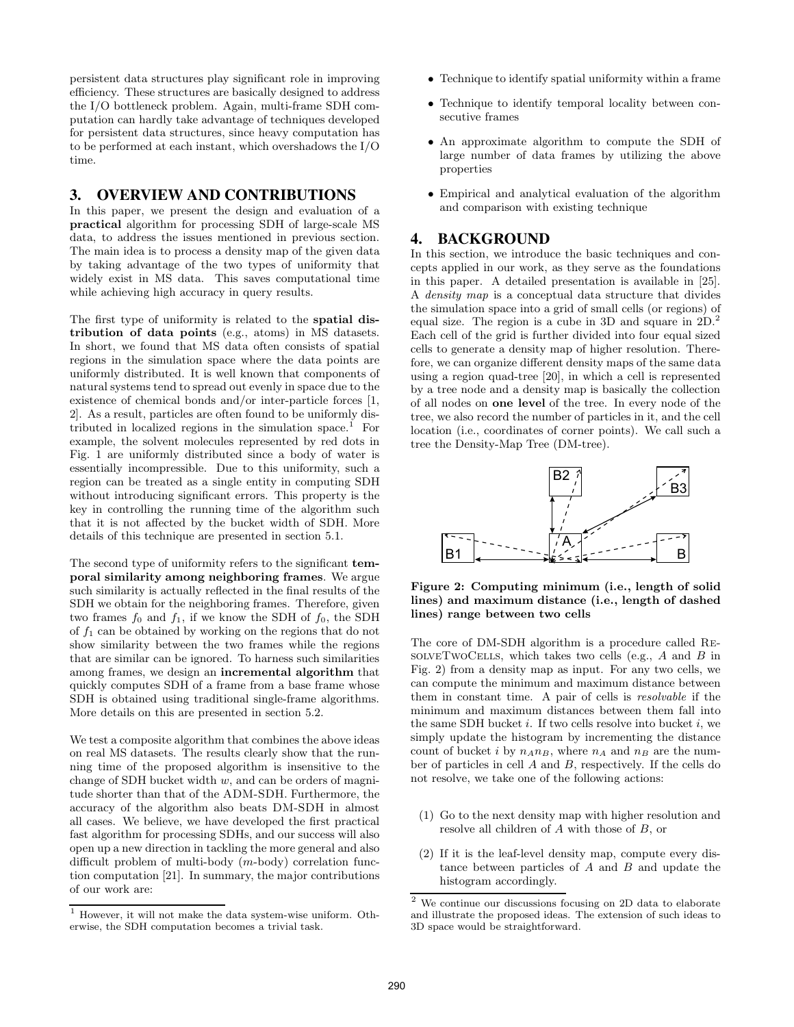persistent data structures play significant role in improving efficiency. These structures are basically designed to address the I/O bottleneck problem. Again, multi-frame SDH computation can hardly take advantage of techniques developed for persistent data structures, since heavy computation has to be performed at each instant, which overshadows the I/O time.

## 3. OVERVIEW AND CONTRIBUTIONS

In this paper, we present the design and evaluation of a **practical** algorithm for processing SDH of large-scale MS data, to address the issues mentioned in previous section. The main idea is to process a density map of the given data by taking advantage of the two types of uniformity that widely exist in MS data. This saves computational time while achieving high accuracy in query results.

The first type of uniformity is related to the **spatial distribution of data points** (e.g., atoms) in MS datasets. In short, we found that MS data often consists of spatial regions in the simulation space where the data points are uniformly distributed. It is well known that components of natural systems tend to spread out evenly in space due to the existence of chemical bonds and/or inter-particle forces [1, 2]. As a result, particles are often found to be uniformly distributed in localized regions in the simulation space.[1] For example, the solvent molecules represented by red dots in Fig. 1 are uniformly distributed since a body of water is essentially incompressible. Due to this uniformity, such a region can be treated as a single entity in computing SDH without introducing significant errors. This property is the key in controlling the running time of the algorithm such that it is not affected by the bucket width of SDH. More details of this technique are presented in section 5.1.

The second type of uniformity refers to the significant **temporal similarity among neighboring frames**. We argue such similarity is actually reflected in the final results of the SDH we obtain for the neighboring frames. Therefore, given two frames $f_0$ and $f_1$, if we know the SDH of $f_0$, the SDH of $f_1$ can be obtained by working on the regions that do not show similarity between the two frames while the regions that are similar can be ignored. To harness such similarities among frames, we design an **incremental algorithm** that quickly computes SDH of a frame from a base frame whose SDH is obtained using traditional single-frame algorithms. More details on this are presented in section 5.2.

We test a composite algorithm that combines the above ideas on real MS datasets. The results clearly show that the running time of the proposed algorithm is insensitive to the change of SDH bucket width $w$, and can be orders of magnitude shorter than that of the ADM-SDH. Furthermore, the accuracy of the algorithm also beats DM-SDH in almost all cases. We believe, we have developed the first practical fast algorithm for processing SDHs, and our success will also open up a new direction in tackling the more general and also difficult problem of multi-body ($m$-body) correlation function computation [21]. In summary, the major contributions of our work are:

- Technique to identify spatial uniformity within a frame
- Technique to identify temporal locality between consecutive frames
- An approximate algorithm to compute the SDH of large number of data frames by utilizing the above properties
- Empirical and analytical evaluation of the algorithm and comparison with existing technique

## 4. BACKGROUND

In this section, we introduce the basic techniques and concepts applied in our work, as they serve as the foundations in this paper. A detailed presentation is available in [25]. A *density map* is a conceptual data structure that divides the simulation space into a grid of small cells (or regions) of equal size. The region is a cube in 3D and square in 2D.[2] Each cell of the grid is further divided into four equal sized cells to generate a density map of higher resolution. Therefore, we can organize different density maps of the same data using a region quad-tree [20], in which a cell is represented by a tree node and a density map is basically the collection of all nodes on **one level** of the tree. In every node of the tree, we also record the number of particles in it, and the cell location (i.e., coordinates of corner points). We call such a tree the Density-Map Tree (DM-tree).

**Figure 2: Computing minimum (i.e., length of solid lines) and maximum distance (i.e., length of dashed lines) range between two cells**

The core of DM-SDH algorithm is a procedure called ResolveTwoCells, which takes two cells (e.g., $A$ and $B$ in Fig. 2) from a density map as input. For any two cells, we can compute the minimum and maximum distance between them in constant time. A pair of cells is *resolvable* if the minimum and maximum distances between them fall into the same SDH bucket $i$. If two cells resolve into bucket $i$, we simply update the histogram by incrementing the distance count of bucket $i$ by $n_A n_B$, where $n_A$ and $n_B$ are the number of particles in cell $A$ and $B$, respectively. If the cells do not resolve, we take one of the following actions:

(1) Go to the next density map with higher resolution and resolve all children of $A$ with those of $B$, or

(2) If it is the leaf-level density map, compute every distance between particles of $A$ and $B$ and update the histogram accordingly.

---

[1] However, it will not make the data system-wise uniform. Otherwise, the SDH computation becomes a trivial task.

[2] We continue our discussions focusing on 2D data to elaborate and illustrate the proposed ideas. The extension of such ideas to 3D space would be straightforward.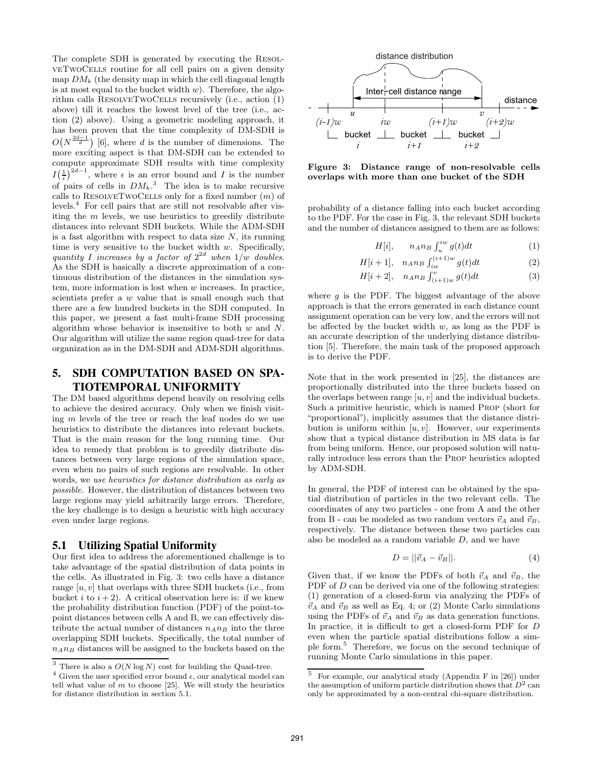The complete SDH is generated by executing the ResolveTwoCells routine for all cell pairs on a given density map $DM_k$ (the density map in which the cell diagonal length is at most equal to the bucket width $w$). Therefore, the algorithm calls ResolveTwoCells recursively (i.e., action (1) above) till it reaches the lowest level of the tree (i.e., action (2) above). Using a geometric modeling approach, it has been proven that the time complexity of DM-SDH is $O\big(N^{\frac{2d-1}{d}}\big)$ [6], where $d$ is the number of dimensions. The more exciting aspect is that DM-SDH can be extended to compute approximate SDH results with time complexity $I\big(\frac{1}{\epsilon}\big)^{2d-1}$, where $\epsilon$ is an error bound and $I$ is the number of pairs of cells in $DM_k$.[3] The idea is to make recursive calls to ResolveTwoCells only for a fixed number ($m$) of levels.[4] For cell pairs that are still not resolvable after visiting the $m$ levels, we use heuristics to greedily distribute distances into relevant SDH buckets. While the ADM-SDH is a fast algorithm with respect to data size $N$, its running time is very sensitive to the bucket width $w$. Specifically, *quantity $I$ increases by a factor of $2^{2d}$ when $1/w$ doubles.* As the SDH is basically a discrete approximation of a continuous distribution of the distances in the simulation system, more information is lost when $w$ increases. In practice, scientists prefer a $w$ value that is small enough such that there are a few hundred buckets in the SDH computed. In this paper, we present a fast multi-frame SDH processing algorithm whose behavior is insensitive to both $w$ and $N$. Our algorithm will utilize the same region quad-tree for data organization as in the DM-SDH and ADM-SDH algorithms.

## 5. SDH COMPUTATION BASED ON SPATIOTEMPORAL UNIFORMITY

The DM based algorithms depend heavily on resolving cells to achieve the desired accuracy. Only when we finish visiting $m$ levels of the tree or reach the leaf nodes do we use heuristics to distribute the distances into relevant buckets. That is the main reason for the long running time. Our idea to remedy that problem is to greedily distribute distances between very large regions of the simulation space, even when no pairs of such regions are resolvable. In other words, we *use heuristics for distance distribution as early as possible.* However, the distribution of distances between two large regions may yield arbitrarily large errors. Therefore, the key challenge is to design a heuristic with high accuracy even under large regions.

### 5.1 Utilizing Spatial Uniformity

Our first idea to address the aforementioned challenge is to take advantage of the spatial distribution of data points in the cells. As illustrated in Fig. 3: two cells have a distance range $[u, v]$ that overlaps with three SDH buckets (i.e., from bucket $i$ to $i+2$). A critical observation here is: if we knew the probability distribution function (PDF) of the point-to-point distances between cells A and B, we can effectively distribute the actual number of distances $n_A n_B$ into the three overlapping SDH buckets. Specifically, the total number of $n_A n_B$ distances will be assigned to the buckets based on the probability of a distance falling into each bucket according to the PDF. For the case in Fig. 3, the relevant SDH buckets and the number of distances assigned to them are as follows:

$$H[i], \quad n_A n_B \int_u^{iw} g(t)dt \tag{1}$$

$$H[i+1], \quad n_A n_B \int_{iw}^{(i+1)w} g(t)dt \tag{2}$$

$$H[i+2], \quad n_A n_B \int_{(i+1)w}^{v} g(t)dt \tag{3}$$

where $g$ is the PDF. The biggest advantage of the above approach is that the errors generated in each distance count assignment operation can be very low, and the errors will not be affected by the bucket width $w$, as long as the PDF is an accurate description of the underlying distance distribution [5]. Therefore, the main task of the proposed approach is to derive the PDF.

**Figure 3: Distance range of non-resolvable cells overlaps with more than one bucket of the SDH**

Note that in the work presented in [25], the distances are proportionally distributed into the three buckets based on the overlaps between range $[u, v]$ and the individual buckets. Such a primitive heuristic, which is named Prop (short for "proportional"), implicitly assumes that the distance distribution is uniform within $[u, v]$. However, our experiments show that a typical distance distribution in MS data is far from being uniform. Hence, our proposed solution will naturally introduce less errors than the Prop heuristics adopted by ADM-SDH.

In general, the PDF of interest can be obtained by the spatial distribution of particles in the two relevant cells. The coordinates of any two particles - one from A and the other from B - can be modeled as two random vectors $\vec{v}_A$ and $\vec{v}_B$, respectively. The distance between these two particles can also be modeled as a random variable $D$, and we have

$$D = ||\vec{v}_A - \vec{v}_B||. \tag{4}$$

Given that, if we know the PDFs of both $\vec{v}_A$ and $\vec{v}_B$, the PDF of $D$ can be derived via one of the following strategies: (1) generation of a closed-form via analyzing the PDFs of $\vec{v}_A$ and $\vec{v}_B$ as well as Eq. 4; or (2) Monte Carlo simulations using the PDFs of $\vec{v}_A$ and $\vec{v}_B$ as data generation functions. In practice, it is difficult to get a closed-form PDF for $D$ even when the particle spatial distributions follow a simple form.[5] Therefore, we focus on the second technique of running Monte Carlo simulations in this paper.

[3] There is also a $O(N \log N)$ cost for building the Quad-tree.

[4] Given the user specified error bound $\epsilon$, our analytical model can tell what value of $m$ to choose [25]. We will study the heuristics for distance distribution in section 5.1.

[5] For example, our analytical study (Appendix F in [26]) under the assumption of uniform particle distribution shows that $D^2$ can only be approximated by a non-central chi-square distribution.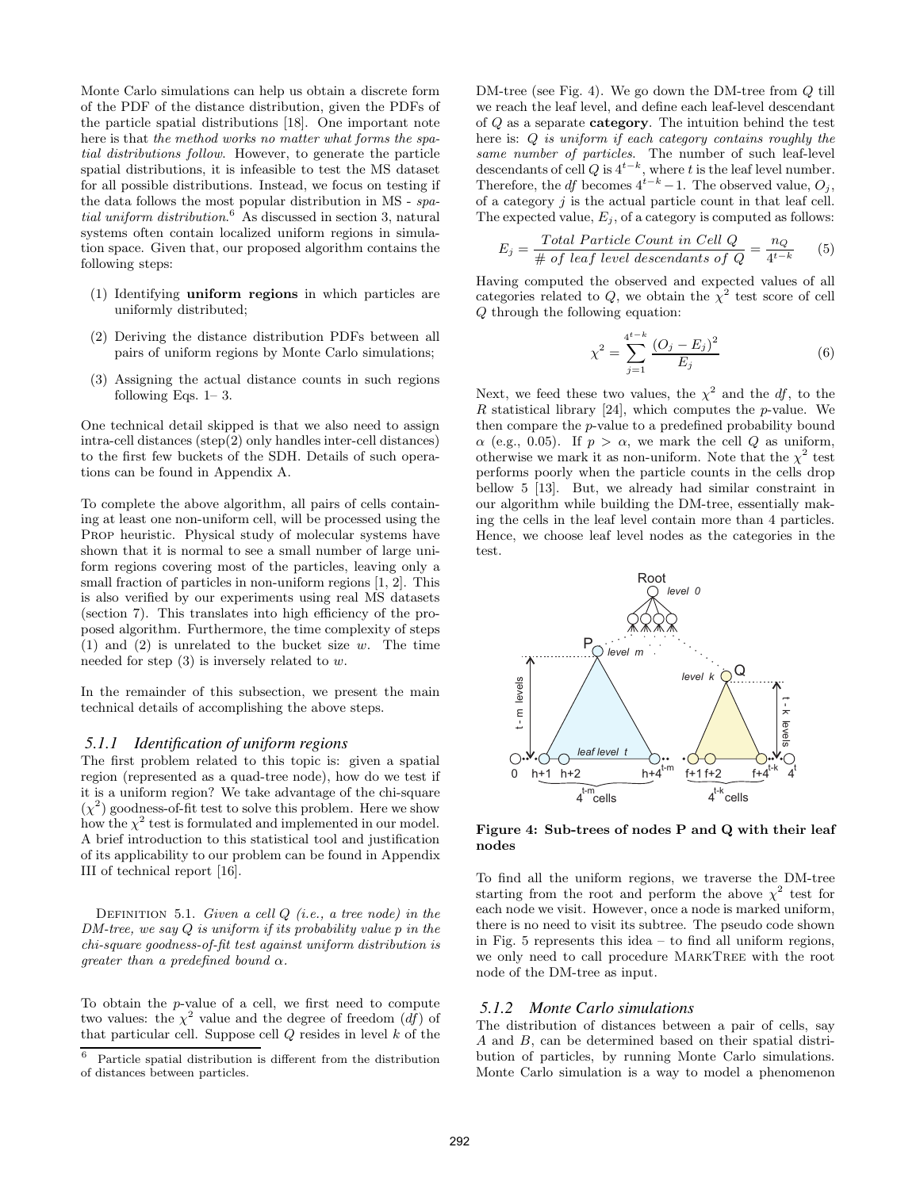Monte Carlo simulations can help us obtain a discrete form of the PDF of the distance distribution, given the PDFs of the particle spatial distributions [18]. One important note here is that *the method works no matter what forms the spatial distributions follow*. However, to generate the particle spatial distributions, it is infeasible to test the MS dataset for all possible distributions. Instead, we focus on testing if the data follows the most popular distribution in MS - *spatial uniform distribution*.[6] As discussed in section 3, natural systems often contain localized uniform regions in simulation space. Given that, our proposed algorithm contains the following steps:

(1) Identifying **uniform regions** in which particles are uniformly distributed;

(2) Deriving the distance distribution PDFs between all pairs of uniform regions by Monte Carlo simulations;

(3) Assigning the actual distance counts in such regions following Eqs. 1– 3.

One technical detail skipped is that we also need to assign intra-cell distances (step(2) only handles inter-cell distances) to the first few buckets of the SDH. Details of such operations can be found in Appendix A.

To complete the above algorithm, all pairs of cells containing at least one non-uniform cell, will be processed using the PROP heuristic. Physical study of molecular systems have shown that it is normal to see a small number of large uniform regions covering most of the particles, leaving only a small fraction of particles in non-uniform regions [1, 2]. This is also verified by our experiments using real MS datasets (section 7). This translates into high efficiency of the proposed algorithm. Furthermore, the time complexity of steps (1) and (2) is unrelated to the bucket size $w$. The time needed for step (3) is inversely related to $w$.

In the remainder of this subsection, we present the main technical details of accomplishing the above steps.

### *5.1.1 Identification of uniform regions*

The first problem related to this topic is: given a spatial region (represented as a quad-tree node), how do we test if it is a uniform region? We take advantage of the chi-square ($\chi^2$) goodness-of-fit test to solve this problem. Here we show how the $\chi^2$ test is formulated and implemented in our model. A brief introduction to this statistical tool and justification of its applicability to our problem can be found in Appendix III of technical report [16].

DEFINITION 5.1. *Given a cell $Q$ (i.e., a tree node) in the DM-tree, we say $Q$ is uniform if its probability value $p$ in the chi-square goodness-of-fit test against uniform distribution is greater than a predefined bound $\alpha$.*

To obtain the $p$-value of a cell, we first need to compute two values: the $\chi^2$ value and the degree of freedom ($df$) of that particular cell. Suppose cell $Q$ resides in level $k$ of the DM-tree (see Fig. 4). We go down the DM-tree from $Q$ till we reach the leaf level, and define each leaf-level descendant of $Q$ as a separate **category**. The intuition behind the test here is: *$Q$ is uniform if each category contains roughly the same number of particles*. The number of such leaf-level descendants of cell $Q$ is $4^{t-k}$, where $t$ is the leaf level number. Therefore, the $df$ becomes $4^{t-k}-1$. The observed value, $O_j$, of a category $j$ is the actual particle count in that leaf cell. The expected value, $E_j$, of a category is computed as follows:

$$E_j = \frac{Total\ Particle\ Count\ in\ Cell\ Q}{\#\ of\ leaf\ level\ descendants\ of\ Q} = \frac{n_Q}{4^{t-k}} \quad (5)$$

Having computed the observed and expected values of all categories related to $Q$, we obtain the $\chi^2$ test score of cell $Q$ through the following equation:

$$\chi^2 = \sum_{j=1}^{4^{t-k}} \frac{(O_j - E_j)^2}{E_j} \quad (6)$$

Next, we feed these two values, the $\chi^2$ and the $df$, to the $R$ statistical library [24], which computes the $p$-value. We then compare the $p$-value to a predefined probability bound $\alpha$ (e.g., 0.05). If $p > \alpha$, we mark the cell $Q$ as uniform, otherwise we mark it as non-uniform. Note that the $\chi^2$ test performs poorly when the particle counts in the cells drop bellow 5 [13]. But, we already had similar constraint in our algorithm while building the DM-tree, essentially making the cells in the leaf level contain more than 4 particles. Hence, we choose leaf level nodes as the categories in the test.

**Figure 4: Sub-trees of nodes P and Q with their leaf nodes**

To find all the uniform regions, we traverse the DM-tree starting from the root and perform the above $\chi^2$ test for each node we visit. However, once a node is marked uniform, there is no need to visit its subtree. The pseudo code shown in Fig. 5 represents this idea – to find all uniform regions, we only need to call procedure MARKTREE with the root node of the DM-tree as input.

### *5.1.2 Monte Carlo simulations*

The distribution of distances between a pair of cells, say $A$ and $B$, can be determined based on their spatial distribution of particles, by running Monte Carlo simulations. Monte Carlo simulation is a way to model a phenomenon

[6] Particle spatial distribution is different from the distribution of distances between particles.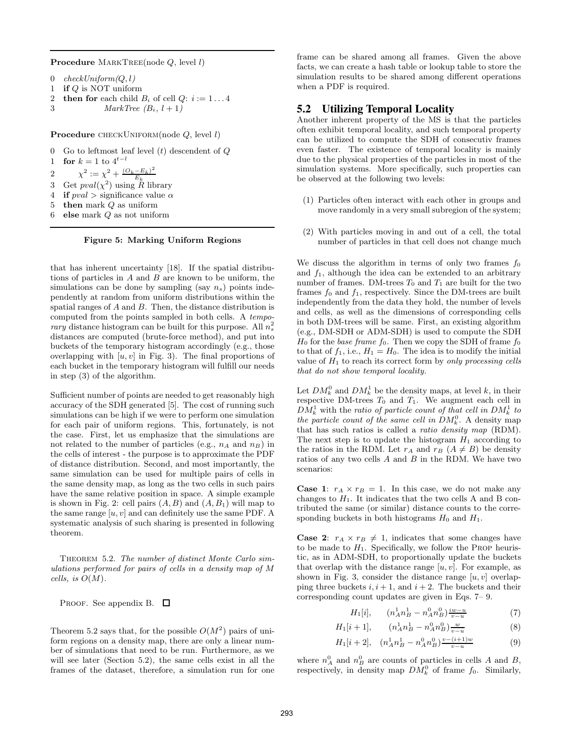**Procedure** MarkTree(node $Q$, level $l$)

```
0  checkUniform(Q, l)
1  if Q is NOT uniform
2  then for each child B_i of cell Q: i := 1...4
3          MarkTree (B_i, l+1)
```

**Procedure** checkUniform(node $Q$, level $l$)

```
0  Go to leftmost leaf level (t) descendent of Q
1  for k = 1 to 4^(t-l)
2      χ^2 := χ^2 + (O_k - E_k)^2 / E_k
3  Get pval(χ^2) using R library
4  if pval > significance value α
5  then mark Q as uniform
6  else mark Q as not uniform
```

**Figure 5: Marking Uniform Regions**

that has inherent uncertainty [18]. If the spatial distributions of particles in $A$ and $B$ are known to be uniform, the simulations can be done by sampling (say $n_s$) points independently at random from uniform distributions within the spatial ranges of $A$ and $B$. Then, the distance distribution is computed from the points sampled in both cells. A *temporary* distance histogram can be built for this purpose. All $n_s^2$ distances are computed (brute-force method), and put into buckets of the temporary histogram accordingly (e.g., those overlapping with $[u, v]$ in Fig. 3). The final proportions of each bucket in the temporary histogram will fulfill our needs in step (3) of the algorithm.

Sufficient number of points are needed to get reasonably high accuracy of the SDH generated [5]. The cost of running such simulations can be high if we were to perform one simulation for each pair of uniform regions. This, fortunately, is not the case. First, let us emphasize that the simulations are not related to the number of particles (e.g., $n_A$ and $n_B$) in the cells of interest - the purpose is to approximate the PDF of distance distribution. Second, and most importantly, the same simulation can be used for multiple pairs of cells in the same density map, as long as the two cells in such pairs have the same relative position in space. A simple example is shown in Fig. 2: cell pairs $(A, B)$ and $(A, B_1)$ will map to the same range $[u, v]$ and can definitely use the same PDF. A systematic analysis of such sharing is presented in following theorem.

Theorem 5.2. *The number of distinct Monte Carlo simulations performed for pairs of cells in a density map of $M$ cells, is $O(M)$.*

Proof. See appendix B. □

Theorem 5.2 says that, for the possible $O(M^2)$ pairs of uniform regions on a density map, there are only a linear number of simulations that need to be run. Furthermore, as we will see later (Section 5.2), the same cells exist in all the frames of the dataset, therefore, a simulation run for one frame can be shared among all frames. Given the above facts, we can create a hash table or lookup table to store the simulation results to be shared among different operations when a PDF is required.

## 5.2 Utilizing Temporal Locality

Another inherent property of the MS is that the particles often exhibit temporal locality, and such temporal property can be utilized to compute the SDH of consecutiv frames even faster. The existence of temporal locality is mainly due to the physical properties of the particles in most of the simulation systems. More specifically, such properties can be observed at the following two levels:

(1) Particles often interact with each other in groups and move randomly in a very small subregion of the system;

(2) With particles moving in and out of a cell, the total number of particles in that cell does not change much

We discuss the algorithm in terms of only two frames $f_0$ and $f_1$, although the idea can be extended to an arbitrary number of frames. DM-trees $T_0$ and $T_1$ are built for the two frames $f_0$ and $f_1$, respectively. Since the DM-trees are built independently from the data they hold, the number of levels and cells, as well as the dimensions of corresponding cells in both DM-trees will be same. First, an existing algorithm (e.g., DM-SDH or ADM-SDH) is used to compute the SDH $H_0$ for the *base frame* $f_0$. Then we copy the SDH of frame $f_0$ to that of $f_1$, i.e., $H_1 = H_0$. The idea is to modify the initial value of $H_1$ to reach its correct form by *only processing cells that do not show temporal locality.*

Let $DM_k^0$ and $DM_k^1$ be the density maps, at level $k$, in their respective DM-trees $T_0$ and $T_1$. We augment each cell in $DM_k^1$ with the *ratio of particle count of that cell in $DM_k^1$ to the particle count of the same cell in $DM_k^0$*. A density map that has such ratios is called a *ratio density map* (RDM). The next step is to update the histogram $H_1$ according to the ratios in the RDM. Let $r_A$ and $r_B$ $(A \neq B)$ be density ratios of any two cells $A$ and $B$ in the RDM. We have two scenarios:

**Case 1**: $r_A \times r_B = 1$. In this case, we do not make any changes to $H_1$. It indicates that the two cells A and B contributed the same (or similar) distance counts to the corresponding buckets in both histograms $H_0$ and $H_1$.

**Case 2**: $r_A \times r_B \neq 1$, indicates that some changes have to be made to $H_1$. Specifically, we follow the Prop heuristic, as in ADM-SDH, to proportionally update the buckets that overlap with the distance range $[u, v]$. For example, as shown in Fig. 3, consider the distance range $[u, v]$ overlapping three buckets $i, i+1$, and $i+2$. The buckets and their corresponding count updates are given in Eqs. 7– 9.

$$H_1[i], \quad (n_A^1 n_B^1 - n_A^0 n_B^0)\frac{iw - u}{v - u} \tag{7}$$

$$H_1[i+1], \quad (n_A^1 n_B^1 - n_A^0 n_B^0)\frac{w}{v - u} \tag{8}$$

$$H_1[i+2], \quad (n_A^1 n_B^1 - n_A^0 n_B^0)\frac{v - (i+1)w}{v - u} \tag{9}$$

where $n_A^0$ and $n_B^0$ are counts of particles in cells $A$ and $B$, respectively, in density map $DM_k^0$ of frame $f_0$. Similarly,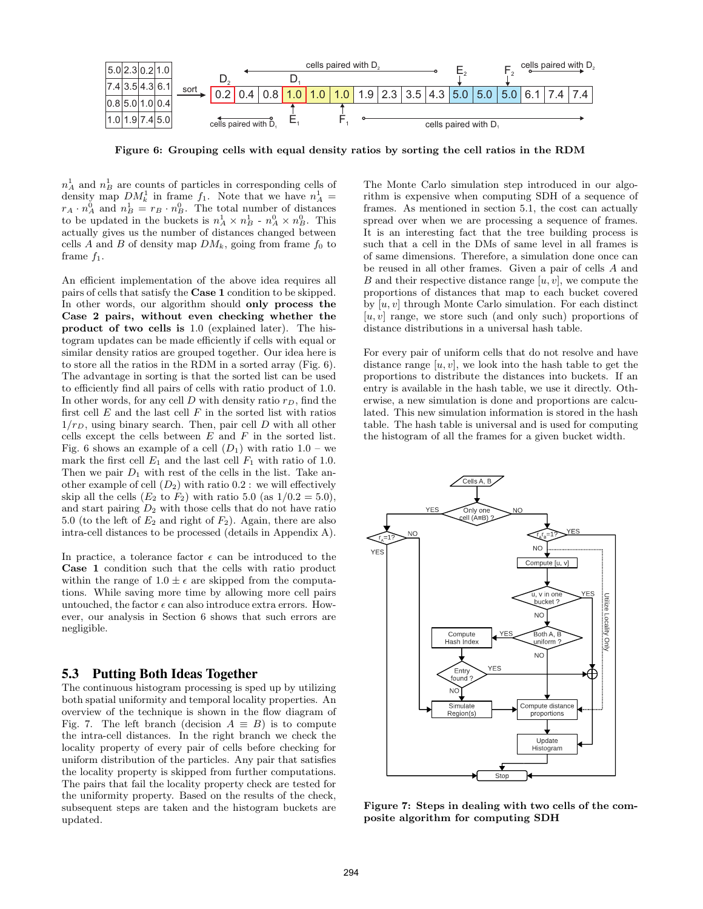Figure 6: Grouping cells with equal density ratios by sorting the cell ratios in the RDM

$n_A^1$ and $n_B^1$ are counts of particles in corresponding cells of density map $DM_k^1$ in frame $f_1$. Note that we have $n_A^1 = r_A \cdot n_A^0$ and $n_B^1 = r_B \cdot n_B^0$. The total number of distances to be updated in the buckets is $n_A^1 \times n_B^1$ - $n_A^0 \times n_B^0$. This actually gives us the number of distances changed between cells $A$ and $B$ of density map $DM_k$, going from frame $f_0$ to frame $f_1$.

An efficient implementation of the above idea requires all pairs of cells that satisfy the **Case 1** condition to be skipped. In other words, our algorithm should **only process the Case 2 pairs, without even checking whether the product of two cells is** 1.0 (explained later). The histogram updates can be made efficiently if cells with equal or similar density ratios are grouped together. Our idea here is to store all the ratios in the RDM in a sorted array (Fig. 6). The advantage in sorting is that the sorted list can be used to efficiently find all pairs of cells with ratio product of 1.0. In other words, for any cell $D$ with density ratio $r_D$, find the first cell $E$ and the last cell $F$ in the sorted list with ratios $1/r_D$, using binary search. Then, pair cell $D$ with all other cells except the cells between $E$ and $F$ in the sorted list. Fig. 6 shows an example of a cell ($D_1$) with ratio 1.0 – we mark the first cell $E_1$ and the last cell $F_1$ with ratio of 1.0. Then we pair $D_1$ with rest of the cells in the list. Take another example of cell ($D_2$) with ratio 0.2 : we will effectively skip all the cells ($E_2$ to $F_2$) with ratio 5.0 (as $1/0.2 = 5.0$), and start pairing $D_2$ with those cells that do not have ratio 5.0 (to the left of $E_2$ and right of $F_2$). Again, there are also intra-cell distances to be processed (details in Appendix A).

In practice, a tolerance factor $\epsilon$ can be introduced to the **Case 1** condition such that the cells with ratio product within the range of $1.0 \pm \epsilon$ are skipped from the computations. While saving more time by allowing more cell pairs untouched, the factor $\epsilon$ can also introduce extra errors. However, our analysis in Section 6 shows that such errors are negligible.

## 5.3 Putting Both Ideas Together

The continuous histogram processing is sped up by utilizing both spatial uniformity and temporal locality properties. An overview of the technique is shown in the flow diagram of Fig. 7. The left branch (decision $A \equiv B$) is to compute the intra-cell distances. In the right branch we check the locality property of every pair of cells before checking for uniform distribution of the particles. Any pair that satisfies the locality property is skipped from further computations. The pairs that fail the locality property check are tested for the uniformity property. Based on the results of the check, subsequent steps are taken and the histogram buckets are updated.

The Monte Carlo simulation step introduced in our algorithm is expensive when computing SDH of a sequence of frames. As mentioned in section 5.1, the cost can actually spread over when we are processing a sequence of frames. It is an interesting fact that the tree building process is such that a cell in the DMs of same level in all frames is of same dimensions. Therefore, a simulation done once can be reused in all other frames. Given a pair of cells $A$ and $B$ and their respective distance range $[u, v]$, we compute the proportions of distances that map to each bucket covered by $[u, v]$ through Monte Carlo simulation. For each distinct $[u, v]$ range, we store such (and only such) proportions of distance distributions in a universal hash table.

For every pair of uniform cells that do not resolve and have distance range $[u, v]$, we look into the hash table to get the proportions to distribute the distances into buckets. If an entry is available in the hash table, we use it directly. Otherwise, a new simulation is done and proportions are calculated. This new simulation information is stored in the hash table. The hash table is universal and is used for computing the histogram of all the frames for a given bucket width.

Figure 7: Steps in dealing with two cells of the composite algorithm for computing SDH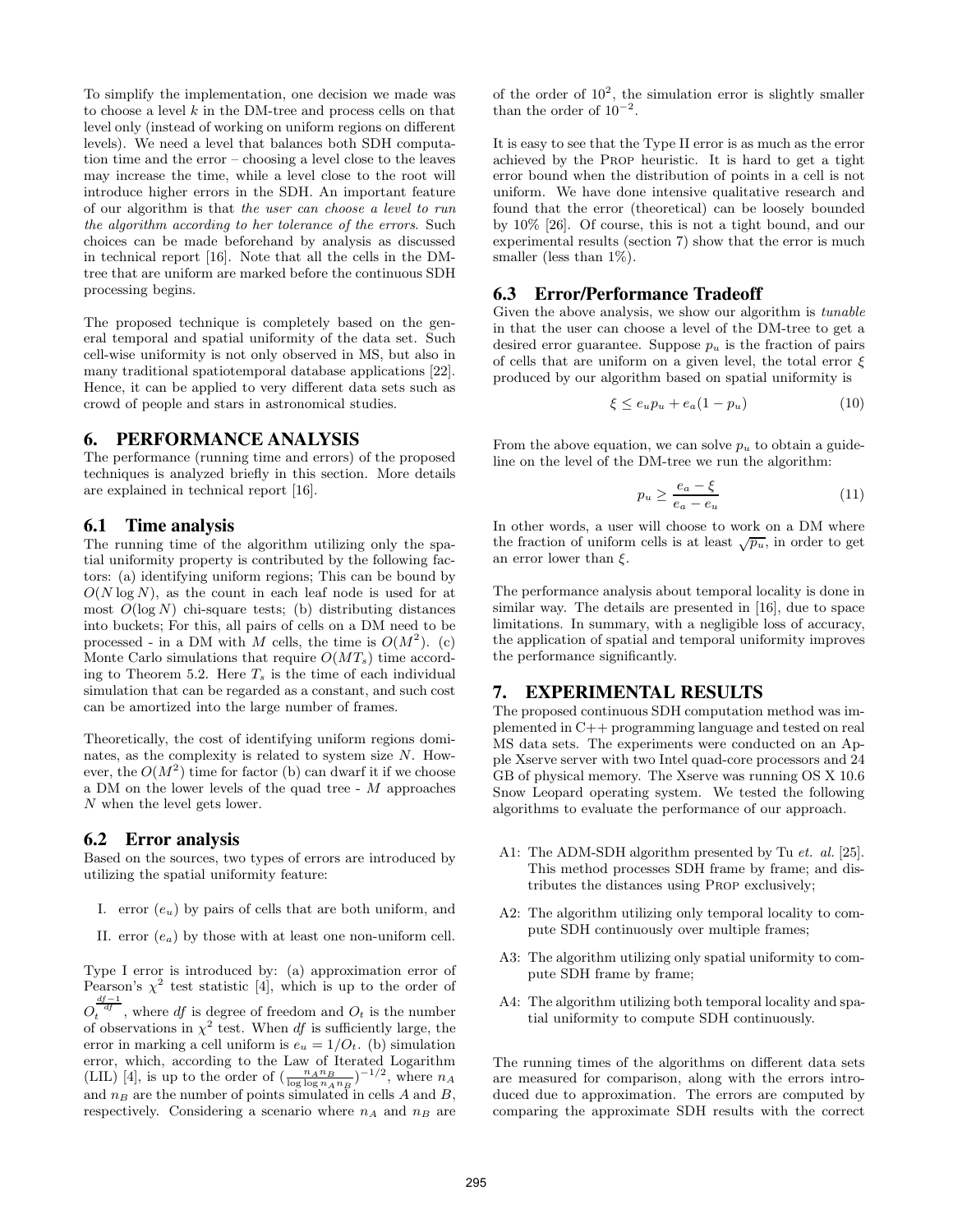To simplify the implementation, one decision we made was to choose a level $k$ in the DM-tree and process cells on that level only (instead of working on uniform regions on different levels). We need a level that balances both SDH computation time and the error – choosing a level close to the leaves may increase the time, while a level close to the root will introduce higher errors in the SDH. An important feature of our algorithm is that *the user can choose a level to run the algorithm according to her tolerance of the errors*. Such choices can be made beforehand by analysis as discussed in technical report [16]. Note that all the cells in the DM-tree that are uniform are marked before the continuous SDH processing begins.

The proposed technique is completely based on the general temporal and spatial uniformity of the data set. Such cell-wise uniformity is not only observed in MS, but also in many traditional spatiotemporal database applications [22]. Hence, it can be applied to very different data sets such as crowd of people and stars in astronomical studies.

## 6. PERFORMANCE ANALYSIS

The performance (running time and errors) of the proposed techniques is analyzed briefly in this section. More details are explained in technical report [16].

### 6.1 Time analysis

The running time of the algorithm utilizing only the spatial uniformity property is contributed by the following factors: (a) identifying uniform regions; This can be bound by $O(N \log N)$, as the count in each leaf node is used for at most $O(\log N)$ chi-square tests; (b) distributing distances into buckets; For this, all pairs of cells on a DM need to be processed - in a DM with $M$ cells, the time is $O(M^2)$. (c) Monte Carlo simulations that require $O(MT_s)$ time according to Theorem 5.2. Here $T_s$ is the time of each individual simulation that can be regarded as a constant, and such cost can be amortized into the large number of frames.

Theoretically, the cost of identifying uniform regions dominates, as the complexity is related to system size $N$. However, the $O(M^2)$ time for factor (b) can dwarf it if we choose a DM on the lower levels of the quad tree - $M$ approaches $N$ when the level gets lower.

### 6.2 Error analysis

Based on the sources, two types of errors are introduced by utilizing the spatial uniformity feature:

I. error ($e_u$) by pairs of cells that are both uniform, and

II. error ($e_a$) by those with at least one non-uniform cell.

Type I error is introduced by: (a) approximation error of Pearson's $\chi^2$ test statistic [4], which is up to the order of $O_t^{\frac{df-1}{df}}$, where *df* is degree of freedom and $O_t$ is the number of observations in $\chi^2$ test. When *df* is sufficiently large, the error in marking a cell uniform is $e_u = 1/O_t$. (b) simulation error, which, according to the Law of Iterated Logarithm (LIL) [4], is up to the order of $(\frac{n_A n_B}{\log \log n_A n_B})^{-1/2}$, where $n_A$ and $n_B$ are the number of points simulated in cells $A$ and $B$, respectively. Considering a scenario where $n_A$ and $n_B$ are of the order of $10^2$, the simulation error is slightly smaller than the order of $10^{-2}$.

It is easy to see that the Type II error is as much as the error achieved by the PROP heuristic. It is hard to get a tight error bound when the distribution of points in a cell is not uniform. We have done intensive qualitative research and found that the error (theoretical) can be loosely bounded by 10% [26]. Of course, this is not a tight bound, and our experimental results (section 7) show that the error is much smaller (less than 1%).

### 6.3 Error/Performance Tradeoff

Given the above analysis, we show our algorithm is *tunable* in that the user can choose a level of the DM-tree to get a desired error guarantee. Suppose $p_u$ is the fraction of pairs of cells that are uniform on a given level, the total error $\xi$ produced by our algorithm based on spatial uniformity is

$$\xi \leq e_u p_u + e_a(1 - p_u) \tag{10}$$

From the above equation, we can solve $p_u$ to obtain a guideline on the level of the DM-tree we run the algorithm:

$$p_u \geq \frac{e_a - \xi}{e_a - e_u} \tag{11}$$

In other words, a user will choose to work on a DM where the fraction of uniform cells is at least $\sqrt{p_u}$, in order to get an error lower than $\xi$.

The performance analysis about temporal locality is done in similar way. The details are presented in [16], due to space limitations. In summary, with a negligible loss of accuracy, the application of spatial and temporal uniformity improves the performance significantly.

## 7. EXPERIMENTAL RESULTS

The proposed continuous SDH computation method was implemented in C++ programming language and tested on real MS data sets. The experiments were conducted on an Apple Xserve server with two Intel quad-core processors and 24 GB of physical memory. The Xserve was running OS X 10.6 Snow Leopard operating system. We tested the following algorithms to evaluate the performance of our approach.

- A1: The ADM-SDH algorithm presented by Tu *et. al.* [25]. This method processes SDH frame by frame; and distributes the distances using PROP exclusively;
- A2: The algorithm utilizing only temporal locality to compute SDH continuously over multiple frames;
- A3: The algorithm utilizing only spatial uniformity to compute SDH frame by frame;
- A4: The algorithm utilizing both temporal locality and spatial uniformity to compute SDH continuously.

The running times of the algorithms on different data sets are measured for comparison, along with the errors introduced due to approximation. The errors are computed by comparing the approximate SDH results with the correct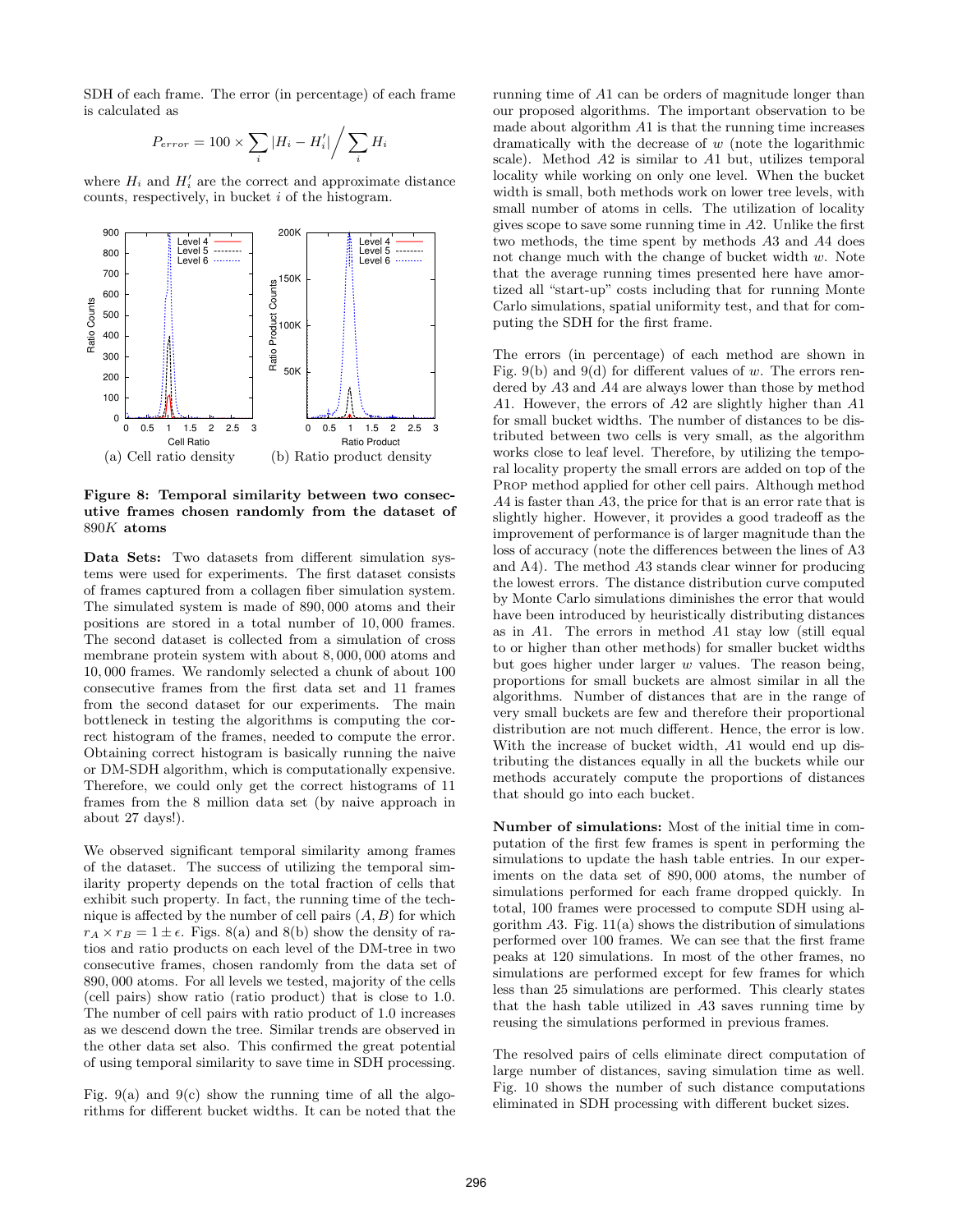SDH of each frame. The error (in percentage) of each frame is calculated as

$$P_{error} = 100 \times \sum_i |H_i - H_i'| \Big/ \sum_i H_i$$

where $H_i$ and $H_i'$ are the correct and approximate distance counts, respectively, in bucket $i$ of the histogram.

(a) Cell ratio density (b) Ratio product density

**Figure 8: Temporal similarity between two consecutive frames chosen randomly from the dataset of 890K atoms**

**Data Sets:** Two datasets from different simulation systems were used for experiments. The first dataset consists of frames captured from a collagen fiber simulation system. The simulated system is made of 890,000 atoms and their positions are stored in a total number of 10,000 frames. The second dataset is collected from a simulation of cross membrane protein system with about 8,000,000 atoms and 10,000 frames. We randomly selected a chunk of about 100 consecutive frames from the first data set and 11 frames from the second dataset for our experiments. The main bottleneck in testing the algorithms is computing the correct histogram of the frames, needed to compute the error. Obtaining correct histogram is basically running the naive or DM-SDH algorithm, which is computationally expensive. Therefore, we could only get the correct histograms of 11 frames from the 8 million data set (by naive approach in about 27 days!).

We observed significant temporal similarity among frames of the dataset. The success of utilizing the temporal similarity property depends on the total fraction of cells that exhibit such property. In fact, the running time of the technique is affected by the number of cell pairs $(A, B)$ for which $r_A \times r_B = 1 \pm \epsilon$. Figs. 8(a) and 8(b) show the density of ratios and ratio products on each level of the DM-tree in two consecutive frames, chosen randomly from the data set of 890,000 atoms. For all levels we tested, majority of the cells (cell pairs) show ratio (ratio product) that is close to 1.0. The number of cell pairs with ratio product of 1.0 increases as we descend down the tree. Similar trends are observed in the other data set also. This confirmed the great potential of using temporal similarity to save time in SDH processing.

Fig. 9(a) and 9(c) show the running time of all the algorithms for different bucket widths. It can be noted that the running time of $A1$ can be orders of magnitude longer than our proposed algorithms. The important observation to be made about algorithm $A1$ is that the running time increases dramatically with the decrease of $w$ (note the logarithmic scale). Method $A2$ is similar to $A1$ but, utilizes temporal locality while working on only one level. When the bucket width is small, both methods work on lower tree levels, with small number of atoms in cells. The utilization of locality gives scope to save some running time in $A2$. Unlike the first two methods, the time spent by methods $A3$ and $A4$ does not change much with the change of bucket width $w$. Note that the average running times presented here have amortized all "start-up" costs including that for running Monte Carlo simulations, spatial uniformity test, and that for computing the SDH for the first frame.

The errors (in percentage) of each method are shown in Fig. 9(b) and 9(d) for different values of $w$. The errors rendered by $A3$ and $A4$ are always lower than those by method $A1$. However, the errors of $A2$ are slightly higher than $A1$ for small bucket widths. The number of distances to be distributed between two cells is very small, as the algorithm works close to leaf level. Therefore, by utilizing the temporal locality property the small errors are added on top of the PROP method applied for other cell pairs. Although method $A4$ is faster than $A3$, the price for that is an error rate that is slightly higher. However, it provides a good tradeoff as the improvement of performance is of larger magnitude than the loss of accuracy (note the differences between the lines of A3 and A4). The method $A3$ stands clear winner for producing the lowest errors. The distance distribution curve computed by Monte Carlo simulations diminishes the error that would have been introduced by heuristically distributing distances as in $A1$. The errors in method $A1$ stay low (still equal to or higher than other methods) for smaller bucket widths but goes higher under larger $w$ values. The reason being, proportions for small buckets are almost similar in all the algorithms. Number of distances that are in the range of very small buckets are few and therefore their proportional distribution are not much different. Hence, the error is low. With the increase of bucket width, $A1$ would end up distributing the distances equally in all the buckets while our methods accurately compute the proportions of distances that should go into each bucket.

**Number of simulations:** Most of the initial time in computation of the first few frames is spent in performing the simulations to update the hash table entries. In our experiments on the data set of 890,000 atoms, the number of simulations performed for each frame dropped quickly. In total, 100 frames were processed to compute SDH using algorithm $A3$. Fig. 11(a) shows the distribution of simulations performed over 100 frames. We can see that the first frame peaks at 120 simulations. In most of the other frames, no simulations are performed except for few frames for which less than 25 simulations are performed. This clearly states that the hash table utilized in $A3$ saves running time by reusing the simulations performed in previous frames.

The resolved pairs of cells eliminate direct computation of large number of distances, saving simulation time as well. Fig. 10 shows the number of such distance computations eliminated in SDH processing with different bucket sizes.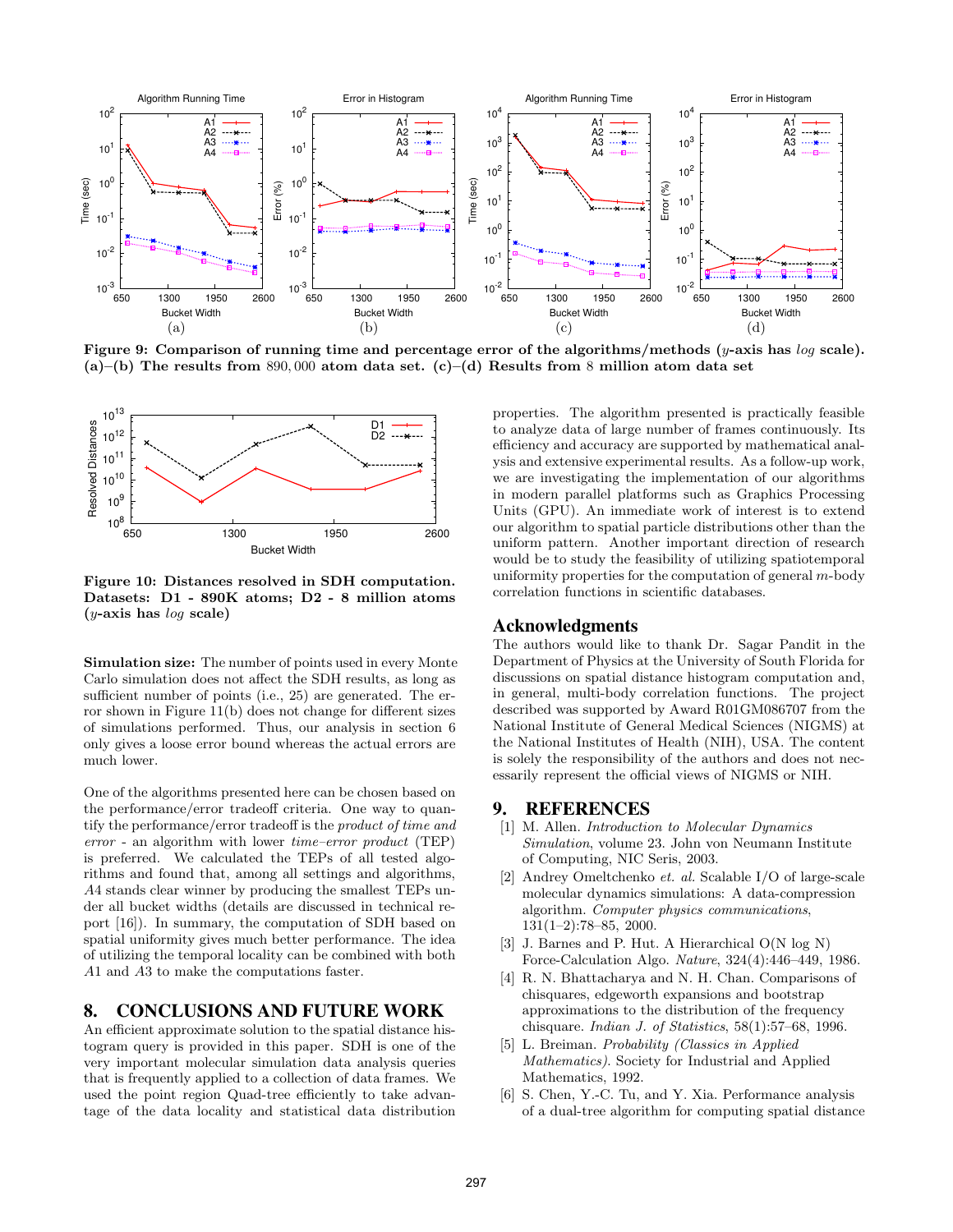Figure 9: Comparison of running time and percentage error of the algorithms/methods ($y$-axis has $log$ scale). (a)–(b) The results from 890,000 atom data set. (c)–(d) Results from 8 million atom data set

Figure 10: Distances resolved in SDH computation. Datasets: D1 - 890K atoms; D2 - 8 million atoms ($y$-axis has $log$ scale)

**Simulation size:** The number of points used in every Monte Carlo simulation does not affect the SDH results, as long as sufficient number of points (i.e., 25) are generated. The error shown in Figure 11(b) does not change for different sizes of simulations performed. Thus, our analysis in section 6 only gives a loose error bound whereas the actual errors are much lower.

One of the algorithms presented here can be chosen based on the performance/error tradeoff criteria. One way to quantify the performance/error tradeoff is the *product of time and error* - an algorithm with lower *time–error product* (TEP) is preferred. We calculated the TEPs of all tested algorithms and found that, among all settings and algorithms, *A4* stands clear winner by producing the smallest TEPs under all bucket widths (details are discussed in technical report [16]). In summary, the computation of SDH based on spatial uniformity gives much better performance. The idea of utilizing the temporal locality can be combined with both *A1* and *A3* to make the computations faster.

## 8. CONCLUSIONS AND FUTURE WORK

An efficient approximate solution to the spatial distance histogram query is provided in this paper. SDH is one of the very important molecular simulation data analysis queries that is frequently applied to a collection of data frames. We used the point region Quad-tree efficiently to take advantage of the data locality and statistical data distribution properties. The algorithm presented is practically feasible to analyze data of large number of frames continuously. Its efficiency and accuracy are supported by mathematical analysis and extensive experimental results. As a follow-up work, we are investigating the implementation of our algorithms in modern parallel platforms such as Graphics Processing Units (GPU). An immediate work of interest is to extend our algorithm to spatial particle distributions other than the uniform pattern. Another important direction of research would be to study the feasibility of utilizing spatiotemporal uniformity properties for the computation of general $m$-body correlation functions in scientific databases.

## Acknowledgments

The authors would like to thank Dr. Sagar Pandit in the Department of Physics at the University of South Florida for discussions on spatial distance histogram computation and, in general, multi-body correlation functions. The project described was supported by Award R01GM086707 from the National Institute of General Medical Sciences (NIGMS) at the National Institutes of Health (NIH), USA. The content is solely the responsibility of the authors and does not necessarily represent the official views of NIGMS or NIH.

## 9. REFERENCES

[1] M. Allen. *Introduction to Molecular Dynamics Simulation*, volume 23. John von Neumann Institute of Computing, NIC Seris, 2003.

[2] Andrey Omeltchenko *et. al.* Scalable I/O of large-scale molecular dynamics simulations: A data-compression algorithm. *Computer physics communications*, 131(1–2):78–85, 2000.

[3] J. Barnes and P. Hut. A Hierarchical O(N log N) Force-Calculation Algo. *Nature*, 324(4):446–449, 1986.

[4] R. N. Bhattacharya and N. H. Chan. Comparisons of chisquares, edgeworth expansions and bootstrap approximations to the distribution of the frequency chisquare. *Indian J. of Statistics*, 58(1):57–68, 1996.

[5] L. Breiman. *Probability (Classics in Applied Mathematics)*. Society for Industrial and Applied Mathematics, 1992.

[6] S. Chen, Y.-C. Tu, and Y. Xia. Performance analysis of a dual-tree algorithm for computing spatial distance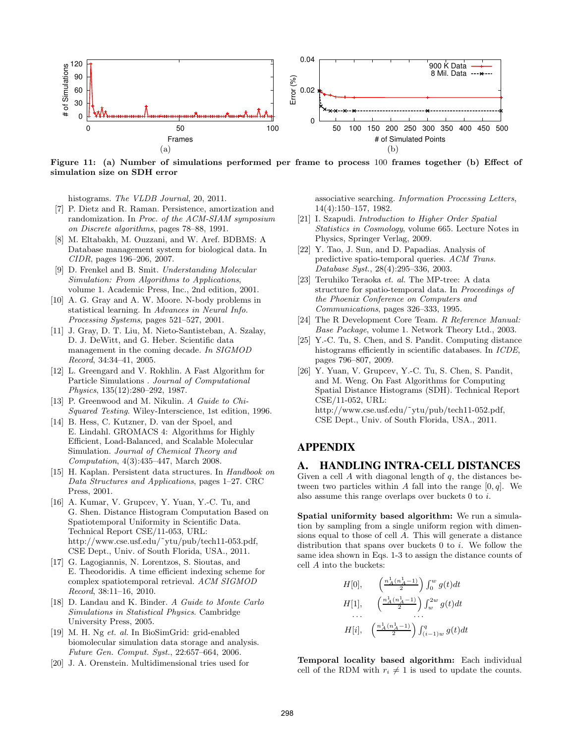Figure 11: (a) Number of simulations performed per frame to process 100 frames together (b) Effect of simulation size on SDH error

histograms. *The VLDB Journal*, 20, 2011.

[7] P. Dietz and R. Raman. Persistence, amortization and randomization. In *Proc. of the ACM-SIAM symposium on Discrete algorithms*, pages 78–88, 1991.

[8] M. Eltabakh, M. Ouzzani, and W. Aref. BDBMS: A Database management system for biological data. In *CIDR*, pages 196–206, 2007.

[9] D. Frenkel and B. Smit. *Understanding Molecular Simulation: From Algorithms to Applications*, volume 1. Academic Press, Inc., 2nd edition, 2001.

[10] A. G. Gray and A. W. Moore. N-body problems in statistical learning. In *Advances in Neural Info. Processing Systems*, pages 521–527, 2001.

[11] J. Gray, D. T. Liu, M. Nieto-Santisteban, A. Szalay, D. J. DeWitt, and G. Heber. Scientific data management in the coming decade. *In SIGMOD Record*, 34:34–41, 2005.

[12] L. Greengard and V. Rokhlin. A Fast Algorithm for Particle Simulations . *Journal of Computational Physics*, 135(12):280–292, 1987.

[13] P. Greenwood and M. Nikulin. *A Guide to Chi-Squared Testing*. Wiley-Interscience, 1st edition, 1996.

[14] B. Hess, C. Kutzner, D. van der Spoel, and E. Lindahl. GROMACS 4: Algorithms for Highly Efficient, Load-Balanced, and Scalable Molecular Simulation. *Journal of Chemical Theory and Computation*, 4(3):435–447, March 2008.

[15] H. Kaplan. Persistent data structures. In *Handbook on Data Structures and Applications*, pages 1–27. CRC Press, 2001.

[16] A. Kumar, V. Grupcev, Y. Yuan, Y.-C. Tu, and G. Shen. Distance Histogram Computation Based on Spatiotemporal Uniformity in Scientific Data. Technical Report CSE/11-053, URL: http://www.cse.usf.edu/~ytu/pub/tech11-053.pdf, CSE Dept., Univ. of South Florida, USA., 2011.

[17] G. Lagogiannis, N. Lorentzos, S. Sioutas, and E. Theodoridis. A time efficient indexing scheme for complex spatiotemporal retrieval. *ACM SIGMOD Record*, 38:11–16, 2010.

[18] D. Landau and K. Binder. *A Guide to Monte Carlo Simulations in Statistical Physics*. Cambridge University Press, 2005.

[19] M. H. Ng *et. al.* In BioSimGrid: grid-enabled biomolecular simulation data storage and analysis. *Future Gen. Comput. Syst.*, 22:657–664, 2006.

[20] J. A. Orenstein. Multidimensional tries used for associative searching. *Information Processing Letters*, 14(4):150–157, 1982.

[21] I. Szapudi. *Introduction to Higher Order Spatial Statistics in Cosmology*, volume 665. Lecture Notes in Physics, Springer Verlag, 2009.

[22] Y. Tao, J. Sun, and D. Papadias. Analysis of predictive spatio-temporal queries. *ACM Trans. Database Syst.*, 28(4):295–336, 2003.

[23] Teruhiko Teraoka *et. al.* The MP-tree: A data structure for spatio-temporal data. In *Proceedings of the Phoenix Conference on Computers and Communications*, pages 326–333, 1995.

[24] The R Development Core Team. *R Reference Manual: Base Package*, volume 1. Network Theory Ltd., 2003.

[25] Y.-C. Tu, S. Chen, and S. Pandit. Computing distance histograms efficiently in scientific databases. In *ICDE*, pages 796–807, 2009.

[26] Y. Yuan, V. Grupcev, Y.-C. Tu, S. Chen, S. Pandit, and M. Weng. On Fast Algorithms for Computing Spatial Distance Histograms (SDH). Technical Report CSE/11-052, URL: http://www.cse.usf.edu/~ytu/pub/tech11-052.pdf, CSE Dept., Univ. of South Florida, USA., 2011.

# APPENDIX

## A. HANDLING INTRA-CELL DISTANCES

Given a cell $A$ with diagonal length of $q$, the distances between two particles within $A$ fall into the range $[0, q]$. We also assume this range overlaps over buckets 0 to $i$.

**Spatial uniformity based algorithm:** We run a simulation by sampling from a single uniform region with dimensions equal to those of cell $A$. This will generate a distance distribution that spans over buckets 0 to $i$. We follow the same idea shown in Eqs. 1-3 to assign the distance counts of cell $A$ into the buckets:

$$
\begin{array}{ll}
H[0], & \left(\frac{n_A^1(n_A^1-1)}{2}\right)\int_0^w g(t)dt \\
H[1], & \left(\frac{n_A^1(n_A^1-1)}{2}\right)\int_w^{2w} g(t)dt \\
\cdots & \cdots \\
H[i], & \left(\frac{n_A^1(n_A^1-1)}{2}\right)\int_{(i-1)w}^{q} g(t)dt
\end{array}
$$

**Temporal locality based algorithm:** Each individual cell of the RDM with $r_i \neq 1$ is used to update the counts.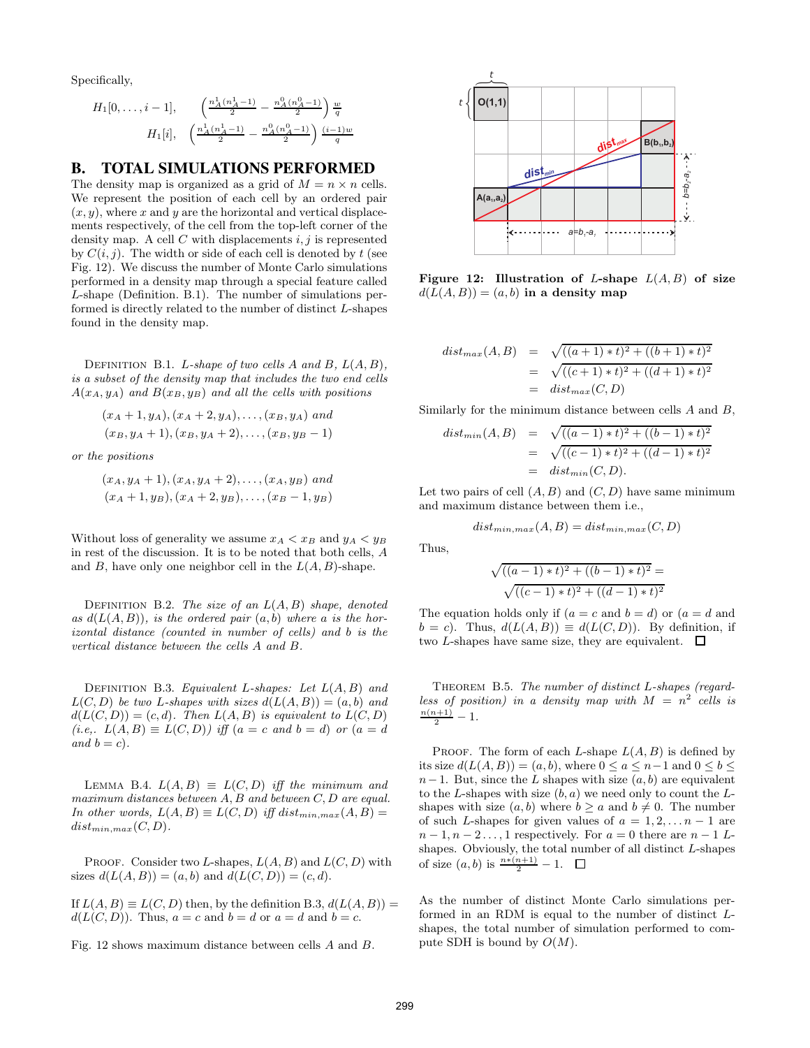Specifically,

$$H_1[0,\ldots,i-1], \quad \left(\frac{n_A^1(n_A^1-1)}{2} - \frac{n_A^0(n_A^0-1)}{2}\right)\frac{w}{q}$$

$$H_1[i], \quad \left(\frac{n_A^1(n_A^1-1)}{2} - \frac{n_A^0(n_A^0-1)}{2}\right)\frac{(i-1)w}{q}$$

## B. TOTAL SIMULATIONS PERFORMED

The density map is organized as a grid of $M = n \times n$ cells. We represent the position of each cell by an ordered pair $(x, y)$, where $x$ and $y$ are the horizontal and vertical displacements respectively, of the cell from the top-left corner of the density map. A cell $C$ with displacements $i, j$ is represented by $C(i, j)$. The width or side of each cell is denoted by $t$ (see Fig. 12). We discuss the number of Monte Carlo simulations performed in a density map through a special feature called $L$-shape (Definition. B.1). The number of simulations performed is directly related to the number of distinct $L$-shapes found in the density map.

Definition B.1. *$L$-shape of two cells $A$ and $B$, $L(A, B)$, is a subset of the density map that includes the two end cells $A(x_A, y_A)$ and $B(x_B, y_B)$ and all the cells with positions*

$$(x_A + 1, y_A), (x_A + 2, y_A), \ldots, (x_B, y_A) \text{ and}$$
$$(x_B, y_A + 1), (x_B, y_A + 2), \ldots, (x_B, y_B - 1)$$

*or the positions*

$$(x_A, y_A + 1), (x_A, y_A + 2), \ldots, (x_A, y_B) \text{ and}$$
$$(x_A + 1, y_B), (x_A + 2, y_B), \ldots, (x_B - 1, y_B)$$

Without loss of generality we assume $x_A < x_B$ and $y_A < y_B$ in rest of the discussion. It is to be noted that both cells, $A$ and $B$, have only one neighbor cell in the $L(A, B)$-shape.

Definition B.2. *The size of an $L(A, B)$ shape, denoted as $d(L(A, B))$, is the ordered pair $(a, b)$ where $a$ is the horizontal distance (counted in number of cells) and $b$ is the vertical distance between the cells $A$ and $B$.*

Definition B.3. *Equivalent $L$-shapes: Let $L(A, B)$ and $L(C, D)$ be two $L$-shapes with sizes $d(L(A, B)) = (a, b)$ and $d(L(C, D)) = (c, d)$. Then $L(A, B)$ is equivalent to $L(C, D)$ (i.e,. $L(A, B) \equiv L(C, D)$) iff ($a = c$ and $b = d$) or ($a = d$ and $b = c$).*

Lemma B.4. *$L(A, B) \equiv L(C, D)$ iff the minimum and maximum distances between $A, B$ and between $C, D$ are equal. In other words, $L(A, B) \equiv L(C, D)$ iff $dist_{min,max}(A, B) = dist_{min,max}(C, D)$.*

Proof. Consider two $L$-shapes, $L(A, B)$ and $L(C, D)$ with sizes $d(L(A, B)) = (a, b)$ and $d(L(C, D)) = (c, d)$.

If $L(A, B) \equiv L(C, D)$ then, by the definition B.3, $d(L(A, B)) = d(L(C, D))$. Thus, $a = c$ and $b = d$ or $a = d$ and $b = c$.

Fig. 12 shows maximum distance between cells $A$ and $B$.

t
O(1,1)
B(b1,b2)
dist_max
dist_min
A(a1,a2)
b=b2-a2
a=b1-a1

**Figure 12: Illustration of $L$-shape $L(A, B)$ of size $d(L(A, B)) = (a, b)$ in a density map**

$$\begin{aligned} dist_{max}(A, B) &= \sqrt{((a+1)*t)^2 + ((b+1)*t)^2} \\ &= \sqrt{((c+1)*t)^2 + ((d+1)*t)^2} \\ &= dist_{max}(C, D) \end{aligned}$$

Similarly for the minimum distance between cells $A$ and $B$,

$$\begin{aligned} dist_{min}(A, B) &= \sqrt{((a-1)*t)^2 + ((b-1)*t)^2} \\ &= \sqrt{((c-1)*t)^2 + ((d-1)*t)^2} \\ &= dist_{min}(C, D). \end{aligned}$$

Let two pairs of cell $(A, B)$ and $(C, D)$ have same minimum and maximum distance between them i.e.,

$$dist_{min,max}(A, B) = dist_{min,max}(C, D)$$

Thus,

$$\sqrt{((a-1)*t)^2 + ((b-1)*t)^2} = \sqrt{((c-1)*t)^2 + ((d-1)*t)^2}$$

The equation holds only if ($a = c$ and $b = d$) or ($a = d$ and $b = c$). Thus, $d(L(A, B)) \equiv d(L(C, D))$. By definition, if two $L$-shapes have same size, they are equivalent. □

Theorem B.5. *The number of distinct $L$-shapes (regardless of position) in a density map with $M = n^2$ cells is $\frac{n(n+1)}{2} - 1$.*

Proof. The form of each $L$-shape $L(A, B)$ is defined by its size $d(L(A, B)) = (a, b)$, where $0 \le a \le n-1$ and $0 \le b \le n-1$. But, since the $L$ shapes with size $(a, b)$ are equivalent to the $L$-shapes with size $(b, a)$ we need only to count the $L$-shapes with size $(a, b)$ where $b \ge a$ and $b \ne 0$. The number of such $L$-shapes for given values of $a = 1, 2, \ldots n-1$ are $n-1, n-2 \ldots, 1$ respectively. For $a = 0$ there are $n-1$ $L$-shapes. Obviously, the total number of all distinct $L$-shapes of size $(a, b)$ is $\frac{n*(n+1)}{2} - 1$. □

As the number of distinct Monte Carlo simulations performed in an RDM is equal to the number of distinct $L$-shapes, the total number of simulation performed to compute SDH is bound by $O(M)$.